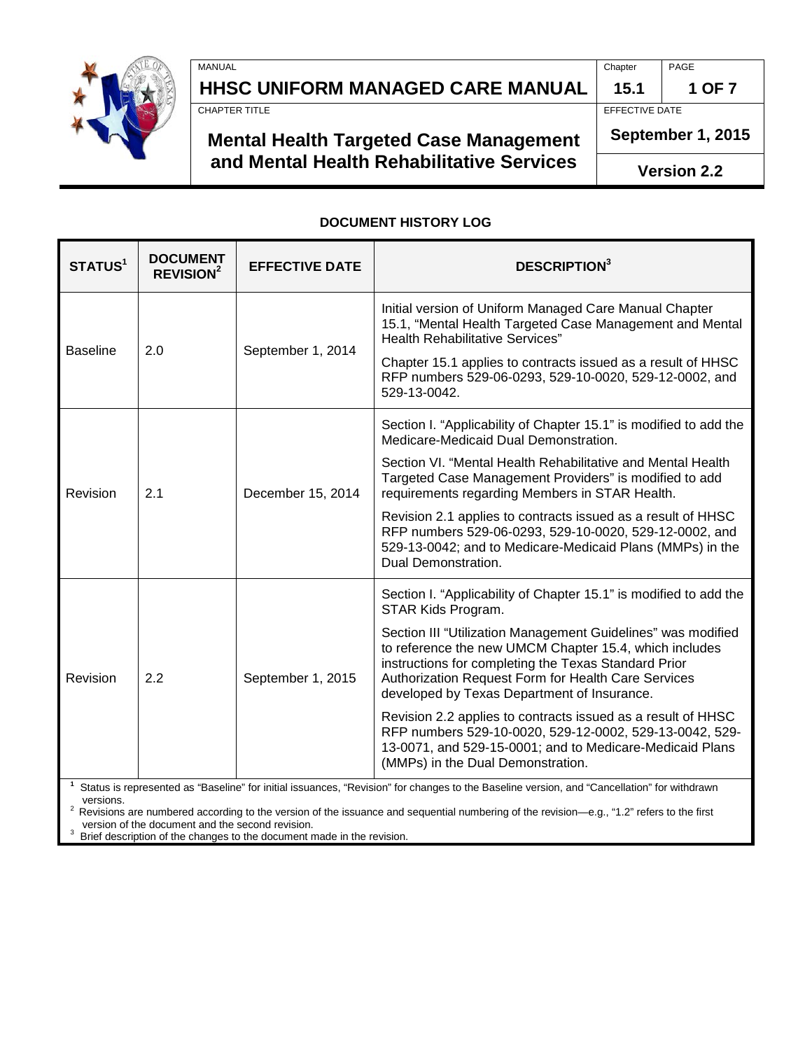MANUAL

# HHSC UNIFORM MANAGED CARE MANUAL

Chapter: 15.1

CHAPTER TITLE

## Mental Health Targeted Case Management and Mental Health Rehabilitative Services

EFFECTIVE DATE: September 1, 2015

Version 2.2

### DOCUMENT HISTORY LOG

| STATUS[1] | DOCUMENT REVISION[2] | EFFECTIVE DATE | DESCRIPTION[3] |
|---|---|---|---|
| Baseline | 2.0 | September 1, 2014 | Initial version of Uniform Managed Care Manual Chapter 15.1, "Mental Health Targeted Case Management and Mental Health Rehabilitative Services"<br><br>Chapter 15.1 applies to contracts issued as a result of HHSC RFP numbers 529-06-0293, 529-10-0020, 529-12-0002, and 529-13-0042. |
| Revision | 2.1 | December 15, 2014 | Section I. "Applicability of Chapter 15.1" is modified to add the Medicare-Medicaid Dual Demonstration.<br><br>Section VI. "Mental Health Rehabilitative and Mental Health Targeted Case Management Providers" is modified to add requirements regarding Members in STAR Health.<br><br>Revision 2.1 applies to contracts issued as a result of HHSC RFP numbers 529-06-0293, 529-10-0020, 529-12-0002, and 529-13-0042; and to Medicare-Medicaid Plans (MMPs) in the Dual Demonstration. |
| Revision | 2.2 | September 1, 2015 | Section I. "Applicability of Chapter 15.1" is modified to add the STAR Kids Program.<br><br>Section III "Utilization Management Guidelines" was modified to reference the new UMCM Chapter 15.4, which includes instructions for completing the Texas Standard Prior Authorization Request Form for Health Care Services developed by Texas Department of Insurance.<br><br>Revision 2.2 applies to contracts issued as a result of HHSC RFP numbers 529-10-0020, 529-12-0002, 529-13-0042, 529-13-0071, and 529-15-0001; and to Medicare-Medicaid Plans (MMPs) in the Dual Demonstration. |

[1] Status is represented as "Baseline" for initial issuances, "Revision" for changes to the Baseline version, and "Cancellation" for withdrawn versions.

[2] Revisions are numbered according to the version of the issuance and sequential numbering of the revision—e.g., "1.2" refers to the first version of the document and the second revision.

[3] Brief description of the changes to the document made in the revision.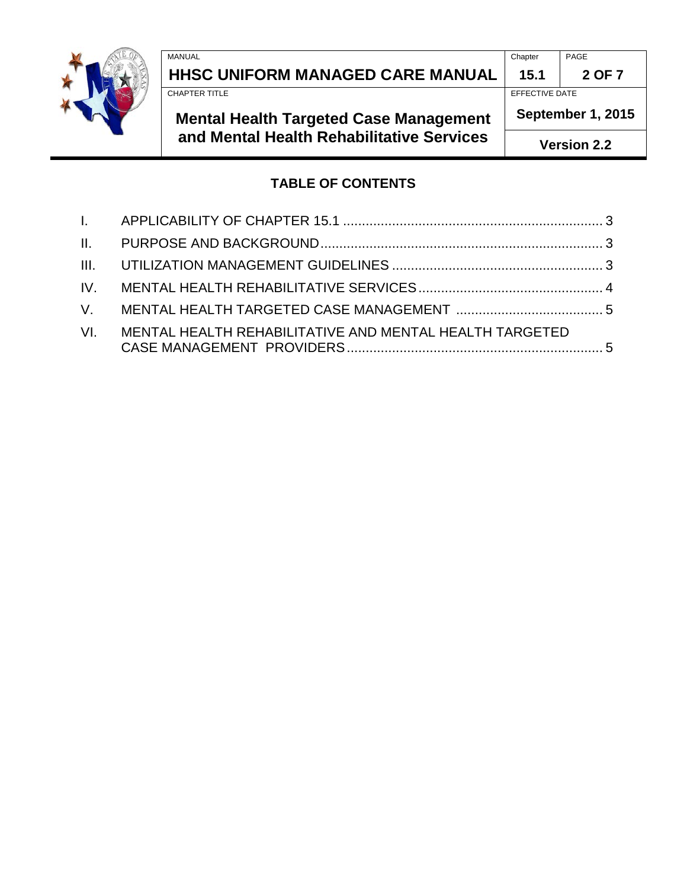## TABLE OF CONTENTS

I. APPLICABILITY OF CHAPTER 15.1 ..................................................................... 3

II. PURPOSE AND BACKGROUND........................................................................... 3

III. UTILIZATION MANAGEMENT GUIDELINES ........................................................ 3

IV. MENTAL HEALTH REHABILITATIVE SERVICES................................................. 4

V. MENTAL HEALTH TARGETED CASE MANAGEMENT ....................................... 5

VI. MENTAL HEALTH REHABILITATIVE AND MENTAL HEALTH TARGETED CASE MANAGEMENT PROVIDERS.................................................................... 5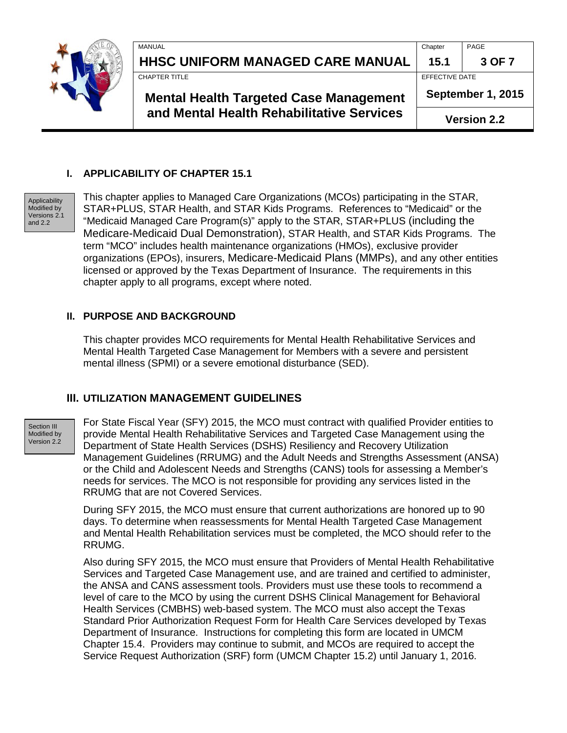## I. APPLICABILITY OF CHAPTER 15.1

Applicability Modified by Versions 2.1 and 2.2

This chapter applies to Managed Care Organizations (MCOs) participating in the STAR, STAR+PLUS, STAR Health, and STAR Kids Programs. References to "Medicaid" or the "Medicaid Managed Care Program(s)" apply to the STAR, STAR+PLUS (including the Medicare-Medicaid Dual Demonstration), STAR Health, and STAR Kids Programs. The term "MCO" includes health maintenance organizations (HMOs), exclusive provider organizations (EPOs), insurers, Medicare-Medicaid Plans (MMPs), and any other entities licensed or approved by the Texas Department of Insurance. The requirements in this chapter apply to all programs, except where noted.

## II. PURPOSE AND BACKGROUND

This chapter provides MCO requirements for Mental Health Rehabilitative Services and Mental Health Targeted Case Management for Members with a severe and persistent mental illness (SPMI) or a severe emotional disturbance (SED).

## III. UTILIZATION MANAGEMENT GUIDELINES

Section III Modified by Version 2.2

For State Fiscal Year (SFY) 2015, the MCO must contract with qualified Provider entities to provide Mental Health Rehabilitative Services and Targeted Case Management using the Department of State Health Services (DSHS) Resiliency and Recovery Utilization Management Guidelines (RRUMG) and the Adult Needs and Strengths Assessment (ANSA) or the Child and Adolescent Needs and Strengths (CANS) tools for assessing a Member's needs for services. The MCO is not responsible for providing any services listed in the RRUMG that are not Covered Services.

During SFY 2015, the MCO must ensure that current authorizations are honored up to 90 days. To determine when reassessments for Mental Health Targeted Case Management and Mental Health Rehabilitation services must be completed, the MCO should refer to the RRUMG.

Also during SFY 2015, the MCO must ensure that Providers of Mental Health Rehabilitative Services and Targeted Case Management use, and are trained and certified to administer, the ANSA and CANS assessment tools. Providers must use these tools to recommend a level of care to the MCO by using the current DSHS Clinical Management for Behavioral Health Services (CMBHS) web-based system. The MCO must also accept the Texas Standard Prior Authorization Request Form for Health Care Services developed by Texas Department of Insurance. Instructions for completing this form are located in UMCM Chapter 15.4. Providers may continue to submit, and MCOs are required to accept the Service Request Authorization (SRF) form (UMCM Chapter 15.2) until January 1, 2016.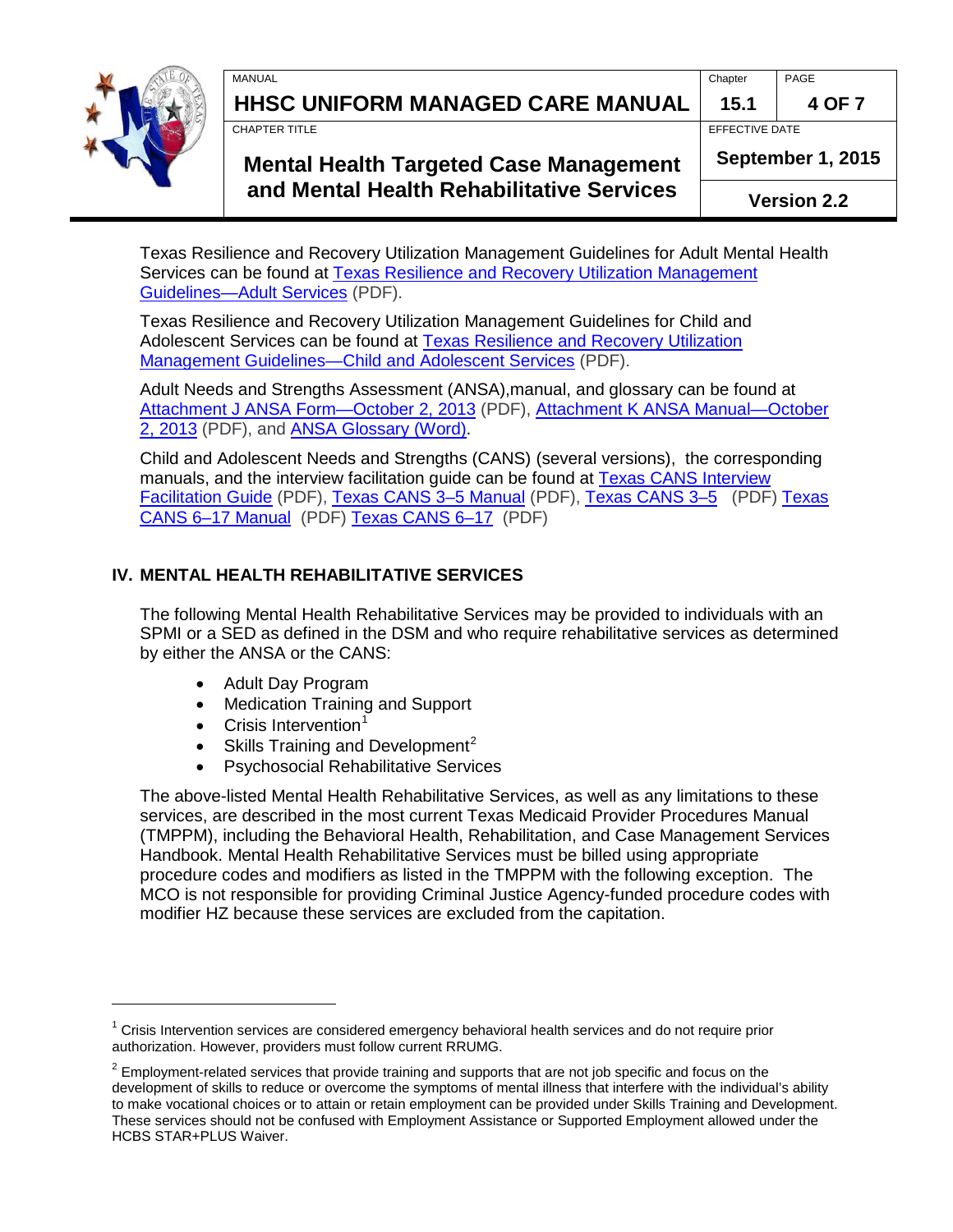Texas Resilience and Recovery Utilization Management Guidelines for Adult Mental Health Services can be found at Texas Resilience and Recovery Utilization Management Guidelines—Adult Services (PDF).

Texas Resilience and Recovery Utilization Management Guidelines for Child and Adolescent Services can be found at Texas Resilience and Recovery Utilization Management Guidelines—Child and Adolescent Services (PDF).

Adult Needs and Strengths Assessment (ANSA),manual, and glossary can be found at Attachment J ANSA Form—October 2, 2013 (PDF), Attachment K ANSA Manual—October 2, 2013 (PDF), and ANSA Glossary (Word).

Child and Adolescent Needs and Strengths (CANS) (several versions), the corresponding manuals, and the interview facilitation guide can be found at Texas CANS Interview Facilitation Guide (PDF), Texas CANS 3–5 Manual (PDF), Texas CANS 3–5 (PDF) Texas CANS 6–17 Manual (PDF) Texas CANS 6–17 (PDF)

## IV. MENTAL HEALTH REHABILITATIVE SERVICES

The following Mental Health Rehabilitative Services may be provided to individuals with an SPMI or a SED as defined in the DSM and who require rehabilitative services as determined by either the ANSA or the CANS:

- Adult Day Program
- Medication Training and Support
- Crisis Intervention[1]
- Skills Training and Development[2]
- Psychosocial Rehabilitative Services

The above-listed Mental Health Rehabilitative Services, as well as any limitations to these services, are described in the most current Texas Medicaid Provider Procedures Manual (TMPPM), including the Behavioral Health, Rehabilitation, and Case Management Services Handbook. Mental Health Rehabilitative Services must be billed using appropriate procedure codes and modifiers as listed in the TMPPM with the following exception. The MCO is not responsible for providing Criminal Justice Agency-funded procedure codes with modifier HZ because these services are excluded from the capitation.

---

[1] Crisis Intervention services are considered emergency behavioral health services and do not require prior authorization. However, providers must follow current RRUMG.

[2] Employment-related services that provide training and supports that are not job specific and focus on the development of skills to reduce or overcome the symptoms of mental illness that interfere with the individual's ability to make vocational choices or to attain or retain employment can be provided under Skills Training and Development. These services should not be confused with Employment Assistance or Supported Employment allowed under the HCBS STAR+PLUS Waiver.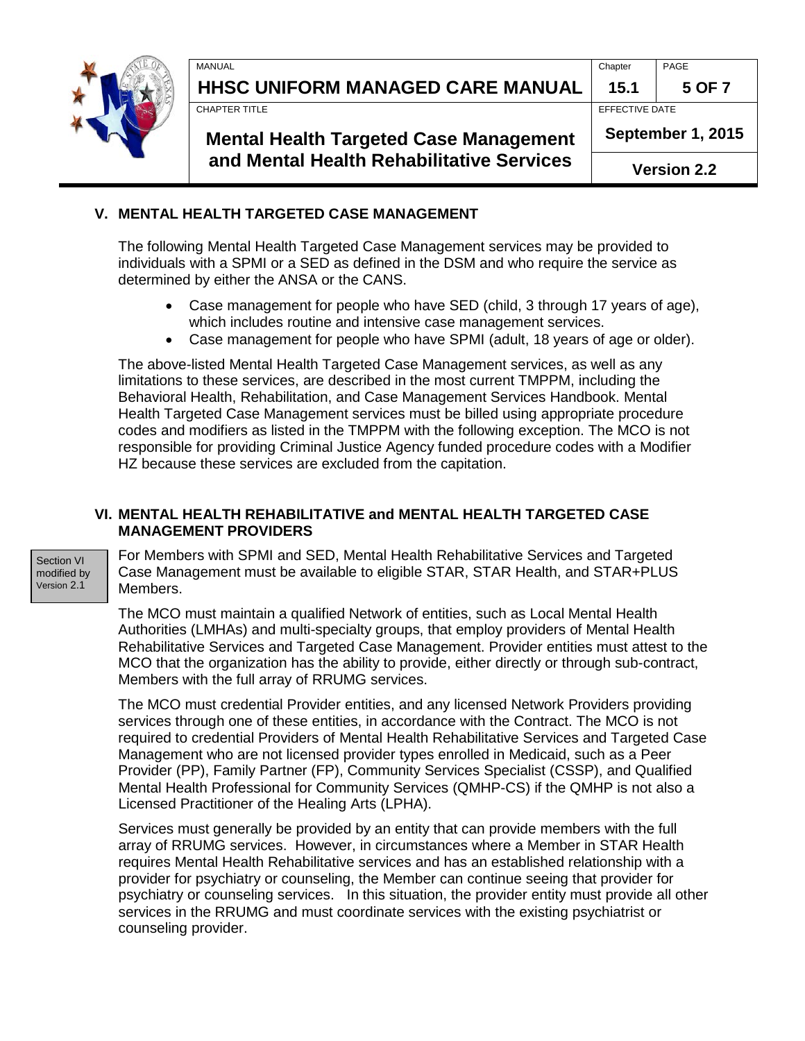## V. MENTAL HEALTH TARGETED CASE MANAGEMENT

The following Mental Health Targeted Case Management services may be provided to individuals with a SPMI or a SED as defined in the DSM and who require the service as determined by either the ANSA or the CANS.

- Case management for people who have SED (child, 3 through 17 years of age), which includes routine and intensive case management services.
- Case management for people who have SPMI (adult, 18 years of age or older).

The above-listed Mental Health Targeted Case Management services, as well as any limitations to these services, are described in the most current TMPPM, including the Behavioral Health, Rehabilitation, and Case Management Services Handbook. Mental Health Targeted Case Management services must be billed using appropriate procedure codes and modifiers as listed in the TMPPM with the following exception. The MCO is not responsible for providing Criminal Justice Agency funded procedure codes with a Modifier HZ because these services are excluded from the capitation.

## VI. MENTAL HEALTH REHABILITATIVE and MENTAL HEALTH TARGETED CASE MANAGEMENT PROVIDERS

Section VI modified by Version 2.1

For Members with SPMI and SED, Mental Health Rehabilitative Services and Targeted Case Management must be available to eligible STAR, STAR Health, and STAR+PLUS Members.

The MCO must maintain a qualified Network of entities, such as Local Mental Health Authorities (LMHAs) and multi-specialty groups, that employ providers of Mental Health Rehabilitative Services and Targeted Case Management. Provider entities must attest to the MCO that the organization has the ability to provide, either directly or through sub-contract, Members with the full array of RRUMG services.

The MCO must credential Provider entities, and any licensed Network Providers providing services through one of these entities, in accordance with the Contract. The MCO is not required to credential Providers of Mental Health Rehabilitative Services and Targeted Case Management who are not licensed provider types enrolled in Medicaid, such as a Peer Provider (PP), Family Partner (FP), Community Services Specialist (CSSP), and Qualified Mental Health Professional for Community Services (QMHP-CS) if the QMHP is not also a Licensed Practitioner of the Healing Arts (LPHA).

Services must generally be provided by an entity that can provide members with the full array of RRUMG services. However, in circumstances where a Member in STAR Health requires Mental Health Rehabilitative services and has an established relationship with a provider for psychiatry or counseling, the Member can continue seeing that provider for psychiatry or counseling services. In this situation, the provider entity must provide all other services in the RRUMG and must coordinate services with the existing psychiatrist or counseling provider.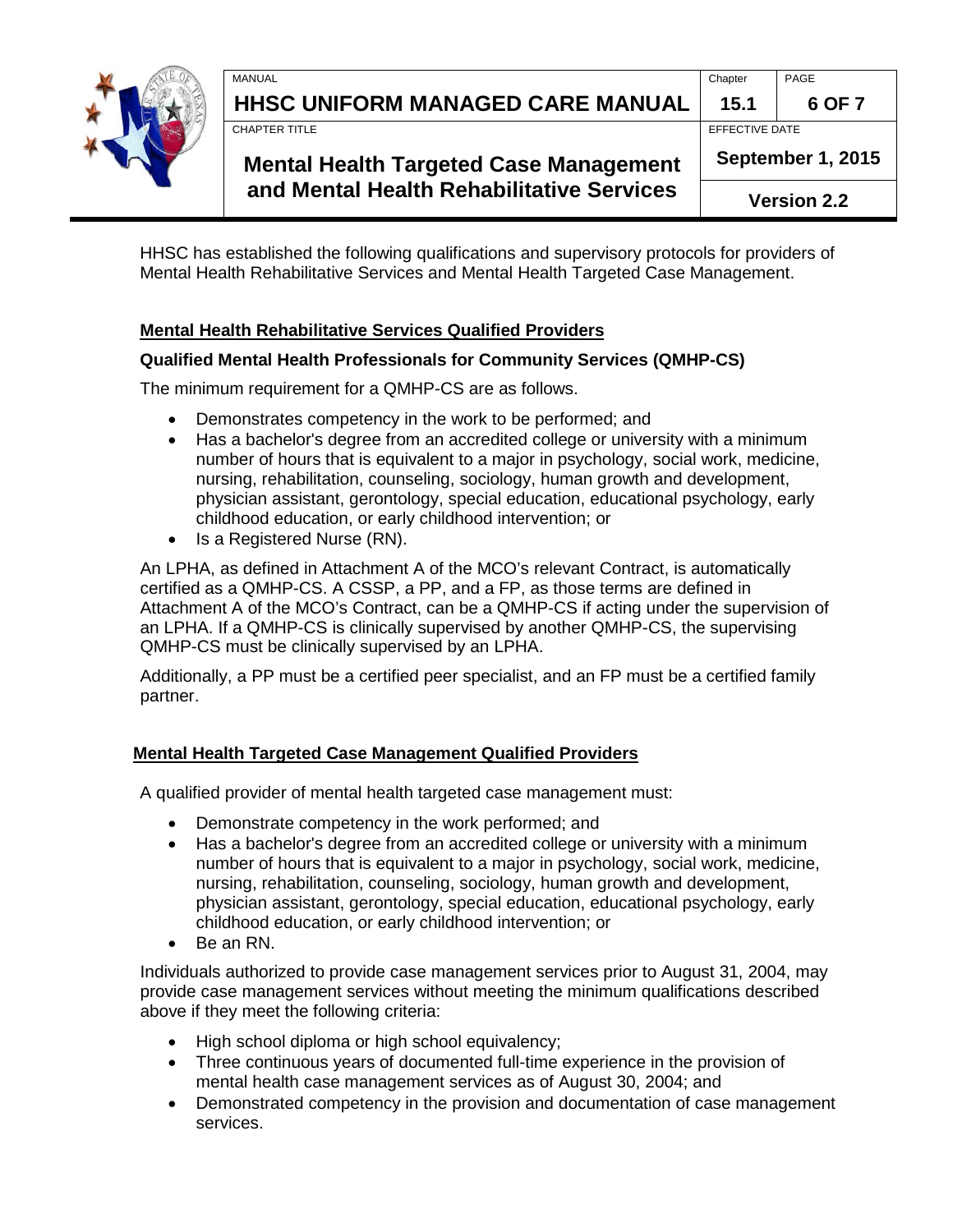HHSC has established the following qualifications and supervisory protocols for providers of Mental Health Rehabilitative Services and Mental Health Targeted Case Management.

## Mental Health Rehabilitative Services Qualified Providers

### Qualified Mental Health Professionals for Community Services (QMHP-CS)

The minimum requirement for a QMHP-CS are as follows.

- Demonstrates competency in the work to be performed; and
- Has a bachelor's degree from an accredited college or university with a minimum number of hours that is equivalent to a major in psychology, social work, medicine, nursing, rehabilitation, counseling, sociology, human growth and development, physician assistant, gerontology, special education, educational psychology, early childhood education, or early childhood intervention; or
- Is a Registered Nurse (RN).

An LPHA, as defined in Attachment A of the MCO's relevant Contract, is automatically certified as a QMHP-CS. A CSSP, a PP, and a FP, as those terms are defined in Attachment A of the MCO's Contract, can be a QMHP-CS if acting under the supervision of an LPHA. If a QMHP-CS is clinically supervised by another QMHP-CS, the supervising QMHP-CS must be clinically supervised by an LPHA.

Additionally, a PP must be a certified peer specialist, and an FP must be a certified family partner.

## Mental Health Targeted Case Management Qualified Providers

A qualified provider of mental health targeted case management must:

- Demonstrate competency in the work performed; and
- Has a bachelor's degree from an accredited college or university with a minimum number of hours that is equivalent to a major in psychology, social work, medicine, nursing, rehabilitation, counseling, sociology, human growth and development, physician assistant, gerontology, special education, educational psychology, early childhood education, or early childhood intervention; or
- Be an RN.

Individuals authorized to provide case management services prior to August 31, 2004, may provide case management services without meeting the minimum qualifications described above if they meet the following criteria:

- High school diploma or high school equivalency;
- Three continuous years of documented full-time experience in the provision of mental health case management services as of August 30, 2004; and
- Demonstrated competency in the provision and documentation of case management services.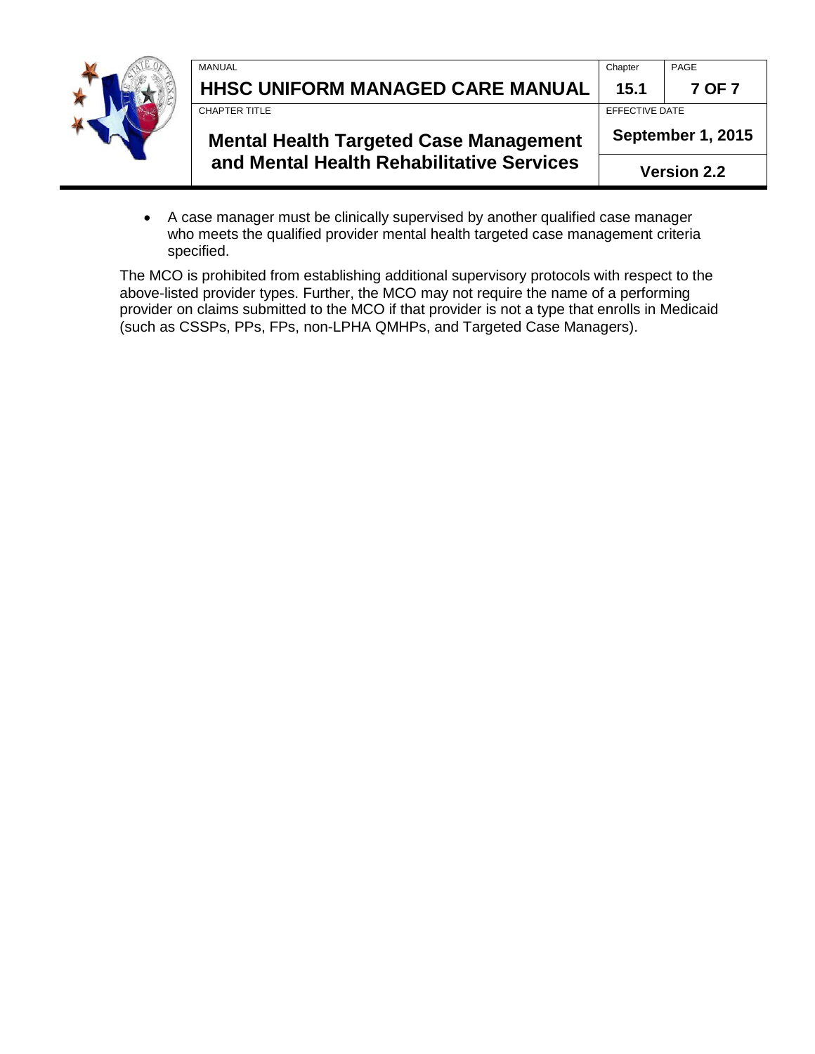- A case manager must be clinically supervised by another qualified case manager who meets the qualified provider mental health targeted case management criteria specified.

The MCO is prohibited from establishing additional supervisory protocols with respect to the above-listed provider types. Further, the MCO may not require the name of a performing provider on claims submitted to the MCO if that provider is not a type that enrolls in Medicaid (such as CSSPs, PPs, FPs, non-LPHA QMHPs, and Targeted Case Managers).